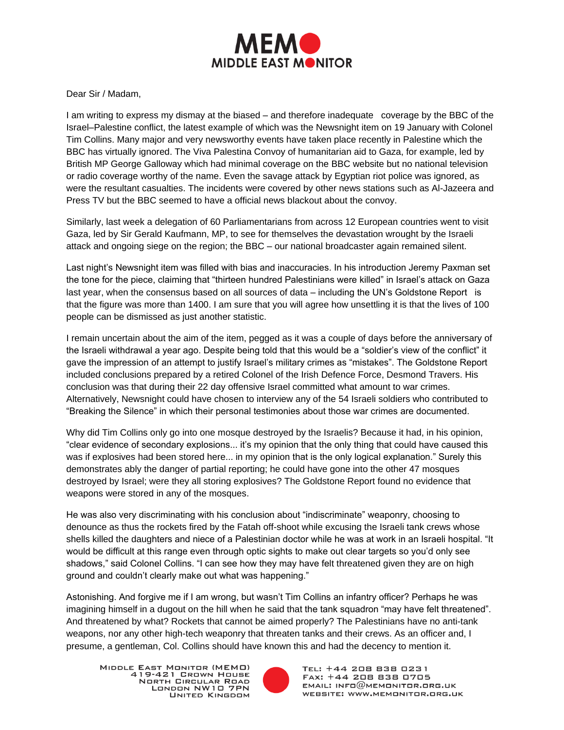# MEMO MIDDLE EAST MONITOR

Dear Sir / Madam,

I am writing to express my dismay at the biased – and therefore inadequate coverage by the BBC of the Israel–Palestine conflict, the latest example of which was the Newsnight item on 19 January with Colonel Tim Collins. Many major and very newsworthy events have taken place recently in Palestine which the BBC has virtually ignored. The Viva Palestina Convoy of humanitarian aid to Gaza, for example, led by British MP George Galloway which had minimal coverage on the BBC website but no national television or radio coverage worthy of the name. Even the savage attack by Egyptian riot police was ignored, as were the resultant casualties. The incidents were covered by other news stations such as Al-Jazeera and Press TV but the BBC seemed to have a official news blackout about the convoy.

Similarly, last week a delegation of 60 Parliamentarians from across 12 European countries went to visit Gaza, led by Sir Gerald Kaufmann, MP, to see for themselves the devastation wrought by the Israeli attack and ongoing siege on the region; the BBC – our national broadcaster again remained silent.

Last night's Newsnight item was filled with bias and inaccuracies. In his introduction Jeremy Paxman set the tone for the piece, claiming that "thirteen hundred Palestinians were killed" in Israel's attack on Gaza last year, when the consensus based on all sources of data – including the UN's Goldstone Report is that the figure was more than 1400. I am sure that you will agree how unsettling it is that the lives of 100 people can be dismissed as just another statistic.

I remain uncertain about the aim of the item, pegged as it was a couple of days before the anniversary of the Israeli withdrawal a year ago. Despite being told that this would be a "soldier's view of the conflict" it gave the impression of an attempt to justify Israel's military crimes as "mistakes". The Goldstone Report included conclusions prepared by a retired Colonel of the Irish Defence Force, Desmond Travers. His conclusion was that during their 22 day offensive Israel committed what amount to war crimes. Alternatively, Newsnight could have chosen to interview any of the 54 Israeli soldiers who contributed to "Breaking the Silence" in which their personal testimonies about those war crimes are documented.

Why did Tim Collins only go into one mosque destroyed by the Israelis? Because it had, in his opinion, "clear evidence of secondary explosions... it's my opinion that the only thing that could have caused this was if explosives had been stored here... in my opinion that is the only logical explanation." Surely this demonstrates ably the danger of partial reporting; he could have gone into the other 47 mosques destroyed by Israel; were they all storing explosives? The Goldstone Report found no evidence that weapons were stored in any of the mosques.

He was also very discriminating with his conclusion about "indiscriminate" weaponry, choosing to denounce as thus the rockets fired by the Fatah off-shoot while excusing the Israeli tank crews whose shells killed the daughters and niece of a Palestinian doctor while he was at work in an Israeli hospital. "It would be difficult at this range even through optic sights to make out clear targets so you'd only see shadows," said Colonel Collins. "I can see how they may have felt threatened given they are on high ground and couldn't clearly make out what was happening."

Astonishing. And forgive me if I am wrong, but wasn't Tim Collins an infantry officer? Perhaps he was imagining himself in a dugout on the hill when he said that the tank squadron "may have felt threatened". And threatened by what? Rockets that cannot be aimed properly? The Palestinians have no anti-tank weapons, nor any other high-tech weaponry that threaten tanks and their crews. As an officer and, I presume, a gentleman, Col. Collins should have known this and had the decency to mention it.

Middle East Monitor (MEMO)
419-421 Crown House
North Circular Road
London NW10 7PN
United Kingdom

Tel: +44 208 838 0231
Fax: +44 208 838 0705
Email: info@memonitor.org.uk
Website: www.memonitor.org.uk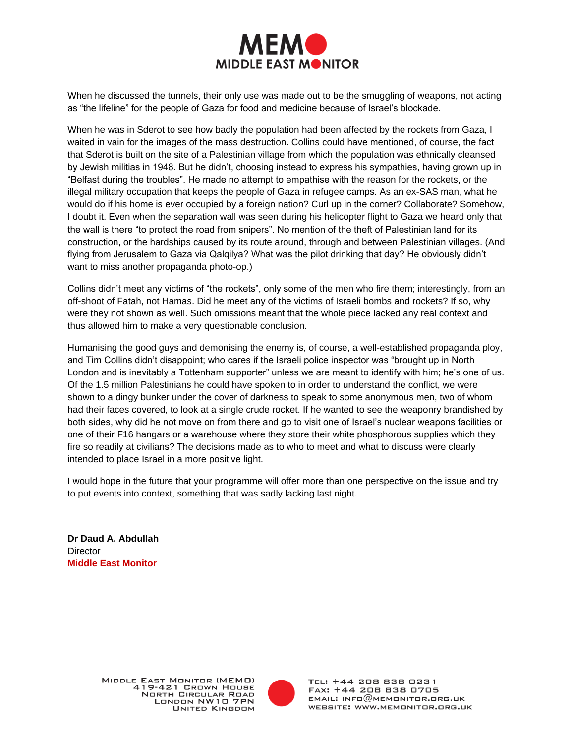When he discussed the tunnels, their only use was made out to be the smuggling of weapons, not acting as "the lifeline" for the people of Gaza for food and medicine because of Israel's blockade.

When he was in Sderot to see how badly the population had been affected by the rockets from Gaza, I waited in vain for the images of the mass destruction. Collins could have mentioned, of course, the fact that Sderot is built on the site of a Palestinian village from which the population was ethnically cleansed by Jewish militias in 1948. But he didn't, choosing instead to express his sympathies, having grown up in "Belfast during the troubles". He made no attempt to empathise with the reason for the rockets, or the illegal military occupation that keeps the people of Gaza in refugee camps. As an ex-SAS man, what he would do if his home is ever occupied by a foreign nation? Curl up in the corner? Collaborate? Somehow, I doubt it. Even when the separation wall was seen during his helicopter flight to Gaza we heard only that the wall is there "to protect the road from snipers". No mention of the theft of Palestinian land for its construction, or the hardships caused by its route around, through and between Palestinian villages. (And flying from Jerusalem to Gaza via Qalqilya? What was the pilot drinking that day? He obviously didn't want to miss another propaganda photo-op.)

Collins didn't meet any victims of "the rockets", only some of the men who fire them; interestingly, from an off-shoot of Fatah, not Hamas. Did he meet any of the victims of Israeli bombs and rockets? If so, why were they not shown as well. Such omissions meant that the whole piece lacked any real context and thus allowed him to make a very questionable conclusion.

Humanising the good guys and demonising the enemy is, of course, a well-established propaganda ploy, and Tim Collins didn't disappoint; who cares if the Israeli police inspector was "brought up in North London and is inevitably a Tottenham supporter" unless we are meant to identify with him; he's one of us. Of the 1.5 million Palestinians he could have spoken to in order to understand the conflict, we were shown to a dingy bunker under the cover of darkness to speak to some anonymous men, two of whom had their faces covered, to look at a single crude rocket. If he wanted to see the weaponry brandished by both sides, why did he not move on from there and go to visit one of Israel's nuclear weapons facilities or one of their F16 hangars or a warehouse where they store their white phosphorous supplies which they fire so readily at civilians? The decisions made as to who to meet and what to discuss were clearly intended to place Israel in a more positive light.

I would hope in the future that your programme will offer more than one perspective on the issue and try to put events into context, something that was sadly lacking last night.

**Dr Daud A. Abdullah**
Director
**Middle East Monitor**